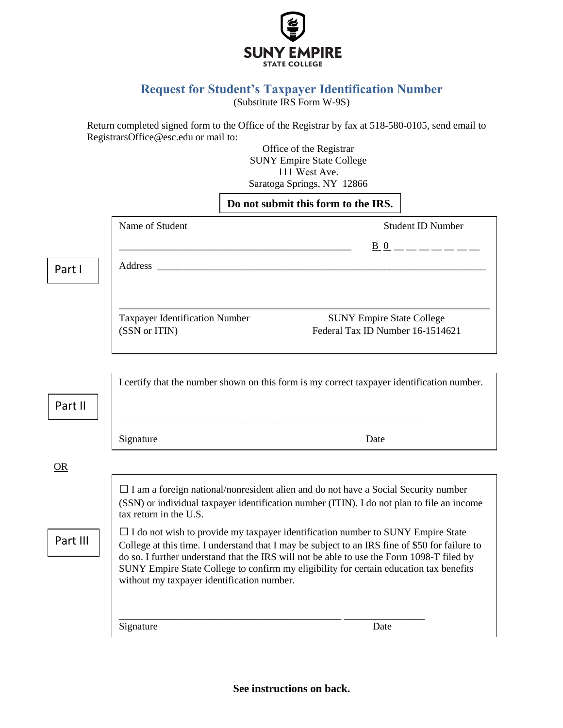SUNY EMPIRE STATE COLLEGE

# Request for Student's Taxpayer Identification Number

(Substitute IRS Form W-9S)

Return completed signed form to the Office of the Registrar by fax at 518-580-0105, send email to RegistrarsOffice@esc.edu or mail to:

Office of the Registrar
SUNY Empire State College
111 West Ave.
Saratoga Springs, NY 12866

**Do not submit this form to the IRS.**

## Part I

Name of Student ______________________________________________

Student ID Number B 0 __ __ __ __ __ __ __

Address ______________________________________________

Taxpayer Identification Number (SSN or ITIN)

SUNY Empire State College Federal Tax ID Number 16-1514621

## Part II

I certify that the number shown on this form is my correct taxpayer identification number.

______________________________________________ ________________

Signature Date

OR

## Part III

☐ I am a foreign national/nonresident alien and do not have a Social Security number (SSN) or individual taxpayer identification number (ITIN). I do not plan to file an income tax return in the U.S.

☐ I do not wish to provide my taxpayer identification number to SUNY Empire State College at this time. I understand that I may be subject to an IRS fine of $50 for failure to do so. I further understand that the IRS will not be able to use the Form 1098-T filed by SUNY Empire State College to confirm my eligibility for certain education tax benefits without my taxpayer identification number.

______________________________________________ ________________

Signature Date

**See instructions on back.**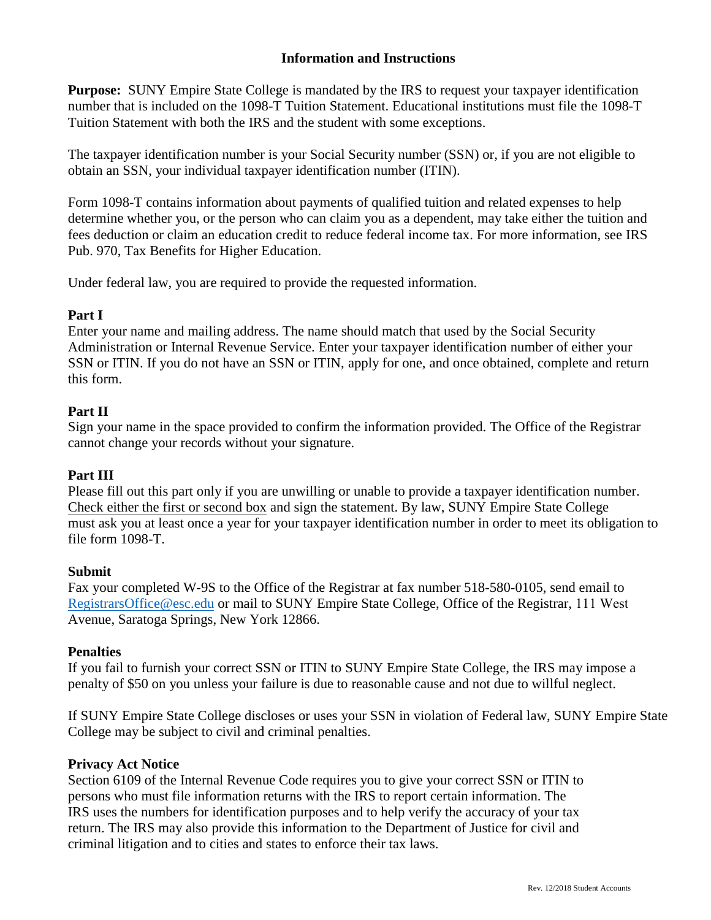# Information and Instructions

**Purpose:** SUNY Empire State College is mandated by the IRS to request your taxpayer identification number that is included on the 1098-T Tuition Statement. Educational institutions must file the 1098-T Tuition Statement with both the IRS and the student with some exceptions.

The taxpayer identification number is your Social Security number (SSN) or, if you are not eligible to obtain an SSN, your individual taxpayer identification number (ITIN).

Form 1098-T contains information about payments of qualified tuition and related expenses to help determine whether you, or the person who can claim you as a dependent, may take either the tuition and fees deduction or claim an education credit to reduce federal income tax. For more information, see IRS Pub. 970, Tax Benefits for Higher Education.

Under federal law, you are required to provide the requested information.

### Part I

Enter your name and mailing address. The name should match that used by the Social Security Administration or Internal Revenue Service. Enter your taxpayer identification number of either your SSN or ITIN. If you do not have an SSN or ITIN, apply for one, and once obtained, complete and return this form.

### Part II

Sign your name in the space provided to confirm the information provided. The Office of the Registrar cannot change your records without your signature.

### Part III

Please fill out this part only if you are unwilling or unable to provide a taxpayer identification number. Check either the first or second box and sign the statement. By law, SUNY Empire State College must ask you at least once a year for your taxpayer identification number in order to meet its obligation to file form 1098-T.

### Submit

Fax your completed W-9S to the Office of the Registrar at fax number 518-580-0105, send email to RegistrarsOffice@esc.edu or mail to SUNY Empire State College, Office of the Registrar, 111 West Avenue, Saratoga Springs, New York 12866.

### Penalties

If you fail to furnish your correct SSN or ITIN to SUNY Empire State College, the IRS may impose a penalty of $50 on you unless your failure is due to reasonable cause and not due to willful neglect.

If SUNY Empire State College discloses or uses your SSN in violation of Federal law, SUNY Empire State College may be subject to civil and criminal penalties.

### Privacy Act Notice

Section 6109 of the Internal Revenue Code requires you to give your correct SSN or ITIN to persons who must file information returns with the IRS to report certain information. The IRS uses the numbers for identification purposes and to help verify the accuracy of your tax return. The IRS may also provide this information to the Department of Justice for civil and criminal litigation and to cities and states to enforce their tax laws.

Rev. 12/2018 Student Accounts